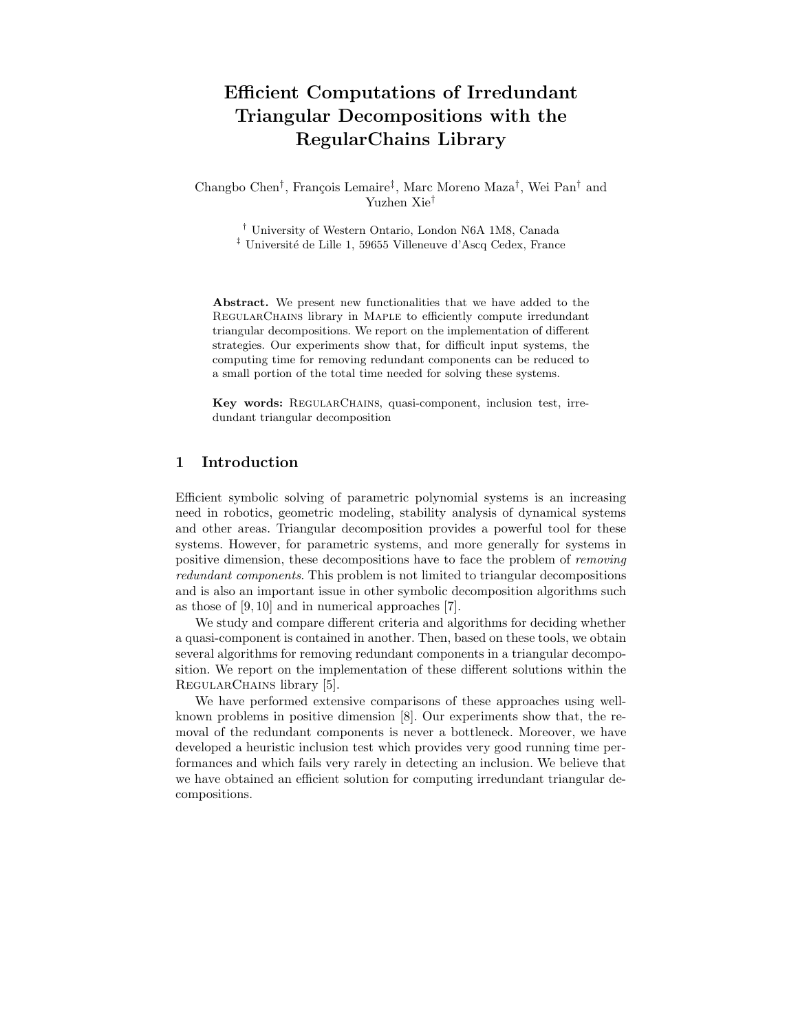# Efficient Computations of Irredundant Triangular Decompositions with the RegularChains Library

Changbo Chen[†], François Lemaire[‡], Marc Moreno Maza[†], Wei Pan[†] and Yuzhen Xie[†]

[†] University of Western Ontario, London N6A 1M8, Canada
[‡] Université de Lille 1, 59655 Villeneuve d'Ascq Cedex, France

**Abstract.** We present new functionalities that we have added to the RegularChains library in Maple to efficiently compute irredundant triangular decompositions. We report on the implementation of different strategies. Our experiments show that, for difficult input systems, the computing time for removing redundant components can be reduced to a small portion of the total time needed for solving these systems.

**Key words:** RegularChains, quasi-component, inclusion test, irredundant triangular decomposition

## 1 Introduction

Efficient symbolic solving of parametric polynomial systems is an increasing need in robotics, geometric modeling, stability analysis of dynamical systems and other areas. Triangular decomposition provides a powerful tool for these systems. However, for parametric systems, and more generally for systems in positive dimension, these decompositions have to face the problem of *removing redundant components*. This problem is not limited to triangular decompositions and is also an important issue in other symbolic decomposition algorithms such as those of [9, 10] and in numerical approaches [7].

We study and compare different criteria and algorithms for deciding whether a quasi-component is contained in another. Then, based on these tools, we obtain several algorithms for removing redundant components in a triangular decomposition. We report on the implementation of these different solutions within the RegularChains library [5].

We have performed extensive comparisons of these approaches using well-known problems in positive dimension [8]. Our experiments show that, the removal of the redundant components is never a bottleneck. Moreover, we have developed a heuristic inclusion test which provides very good running time performances and which fails very rarely in detecting an inclusion. We believe that we have obtained an efficient solution for computing irredundant triangular decompositions.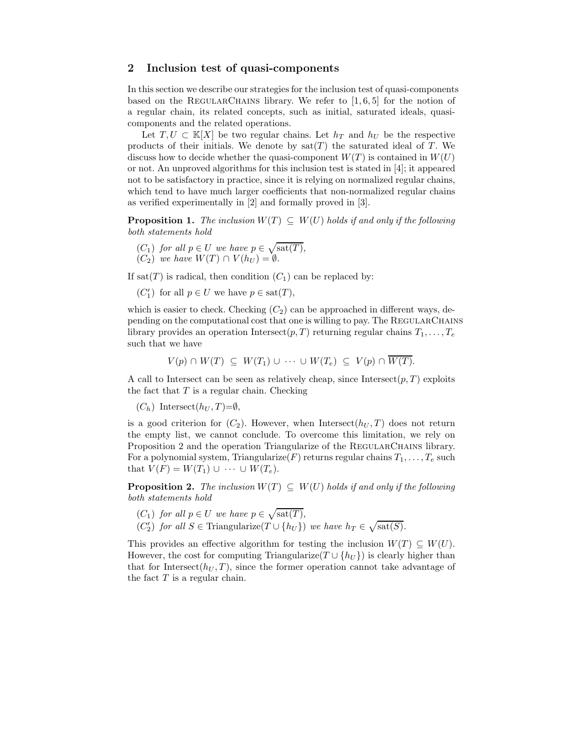## 2 Inclusion test of quasi-components

In this section we describe our strategies for the inclusion test of quasi-components based on the RegularChains library. We refer to [1, 6, 5] for the notion of a regular chain, its related concepts, such as initial, saturated ideals, quasi-components and the related operations.

Let $T, U \subset \mathbb{K}[X]$ be two regular chains. Let $h_T$ and $h_U$ be the respective products of their initials. We denote by $\mathrm{sat}(T)$ the saturated ideal of $T$. We discuss how to decide whether the quasi-component $W(T)$ is contained in $W(U)$ or not. An unproved algorithms for this inclusion test is stated in [4]; it appeared not to be satisfactory in practice, since it is relying on normalized regular chains, which tend to have much larger coefficients that non-normalized regular chains as verified experimentally in [2] and formally proved in [3].

**Proposition 1.** *The inclusion $W(T) \subseteq W(U)$ holds if and only if the following both statements hold*

- $(C_1)$ *for all $p \in U$ we have $p \in \sqrt{\mathrm{sat}(T)}$,*
- $(C_2)$ *we have $W(T) \cap V(h_U) = \emptyset$.*

If $\mathrm{sat}(T)$ is radical, then condition $(C_1)$ can be replaced by:

- $(C_1')$ for all $p \in U$ we have $p \in \mathrm{sat}(T)$,

which is easier to check. Checking $(C_2)$ can be approached in different ways, depending on the computational cost that one is willing to pay. The RegularChains library provides an operation $\mathrm{Intersect}(p, T)$ returning regular chains $T_1, \ldots, T_e$ such that we have

$$V(p) \cap W(T) \subseteq W(T_1) \cup \cdots \cup W(T_e) \subseteq V(p) \cap \overline{W(T)}.$$

A call to Intersect can be seen as relatively cheap, since $\mathrm{Intersect}(p, T)$ exploits the fact that $T$ is a regular chain. Checking

- $(C_h)$ $\mathrm{Intersect}(h_U, T) = \emptyset$,

is a good criterion for $(C_2)$. However, when $\mathrm{Intersect}(h_U, T)$ does not return the empty list, we cannot conclude. To overcome this limitation, we rely on Proposition 2 and the operation Triangularize of the RegularChains library. For a polynomial system, $\mathrm{Triangularize}(F)$ returns regular chains $T_1, \ldots, T_e$ such that $V(F) = W(T_1) \cup \cdots \cup W(T_e)$.

**Proposition 2.** *The inclusion $W(T) \subseteq W(U)$ holds if and only if the following both statements hold*

- $(C_1)$ *for all $p \in U$ we have $p \in \sqrt{\mathrm{sat}(T)}$,*
- $(C_2')$ *for all $S \in \mathrm{Triangularize}(T \cup \{h_U\})$ we have $h_T \in \sqrt{\mathrm{sat}(S)}$.*

This provides an effective algorithm for testing the inclusion $W(T) \subseteq W(U)$. However, the cost for computing $\mathrm{Triangularize}(T \cup \{h_U\})$ is clearly higher than that for $\mathrm{Intersect}(h_U, T)$, since the former operation cannot take advantage of the fact $T$ is a regular chain.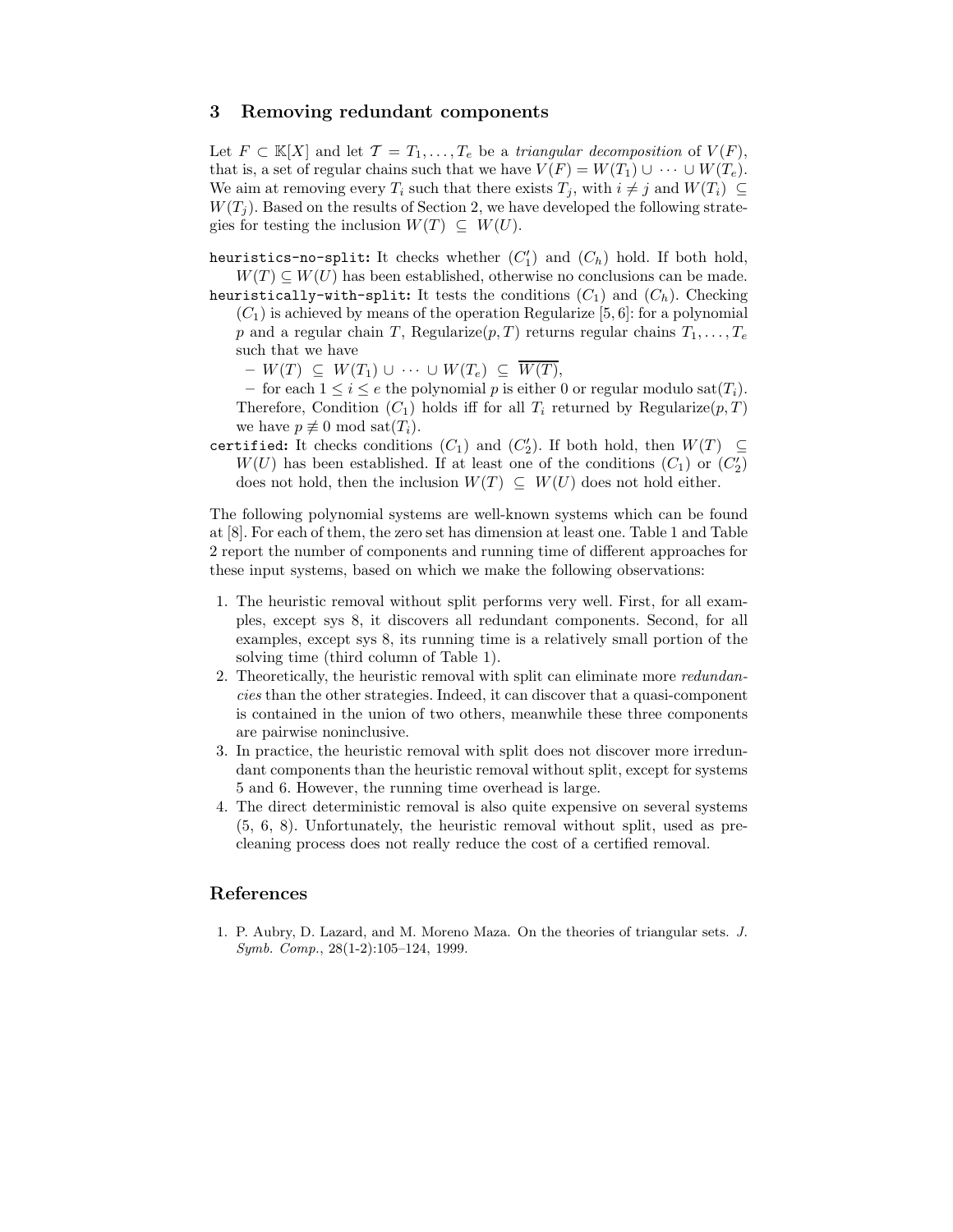## 3 Removing redundant components

Let $F \subset \mathbb{K}[X]$ and let $\mathcal{T} = T_1, \ldots, T_e$ be a *triangular decomposition* of $V(F)$, that is, a set of regular chains such that we have $V(F) = W(T_1) \cup \cdots \cup W(T_e)$. We aim at removing every $T_i$ such that there exists $T_j$, with $i \neq j$ and $W(T_i) \subseteq W(T_j)$. Based on the results of Section 2, we have developed the following strategies for testing the inclusion $W(T) \subseteq W(U)$.

`heuristics-no-split`: It checks whether $(C_1')$ and $(C_h)$ hold. If both hold, $W(T) \subseteq W(U)$ has been established, otherwise no conclusions can be made.

`heuristically-with-split`: It tests the conditions $(C_1)$ and $(C_h)$. Checking $(C_1)$ is achieved by means of the operation Regularize [5, 6]: for a polynomial $p$ and a regular chain $T$, Regularize$(p, T)$ returns regular chains $T_1, \ldots, T_e$ such that we have

- $W(T) \subseteq W(T_1) \cup \cdots \cup W(T_e) \subseteq \overline{W(T)}$,
- for each $1 \leq i \leq e$ the polynomial $p$ is either 0 or regular modulo $\text{sat}(T_i)$.

Therefore, Condition $(C_1)$ holds iff for all $T_i$ returned by Regularize$(p, T)$ we have $p \not\equiv 0 \mod \text{sat}(T_i)$.

`certified`: It checks conditions $(C_1)$ and $(C_2')$. If both hold, then $W(T) \subseteq W(U)$ has been established. If at least one of the conditions $(C_1)$ or $(C_2')$ does not hold, then the inclusion $W(T) \subseteq W(U)$ does not hold either.

The following polynomial systems are well-known systems which can be found at [8]. For each of them, the zero set has dimension at least one. Table 1 and Table 2 report the number of components and running time of different approaches for these input systems, based on which we make the following observations:

1. The heuristic removal without split performs very well. First, for all examples, except sys 8, it discovers all redundant components. Second, for all examples, except sys 8, its running time is a relatively small portion of the solving time (third column of Table 1).
2. Theoretically, the heuristic removal with split can eliminate more *redundancies* than the other strategies. Indeed, it can discover that a quasi-component is contained in the union of two others, meanwhile these three components are pairwise noninclusive.
3. In practice, the heuristic removal with split does not discover more irredundant components than the heuristic removal without split, except for systems 5 and 6. However, the running time overhead is large.
4. The direct deterministic removal is also quite expensive on several systems (5, 6, 8). Unfortunately, the heuristic removal without split, used as precleaning process does not really reduce the cost of a certified removal.

## References

1. P. Aubry, D. Lazard, and M. Moreno Maza. On the theories of triangular sets. *J. Symb. Comp.*, 28(1-2):105–124, 1999.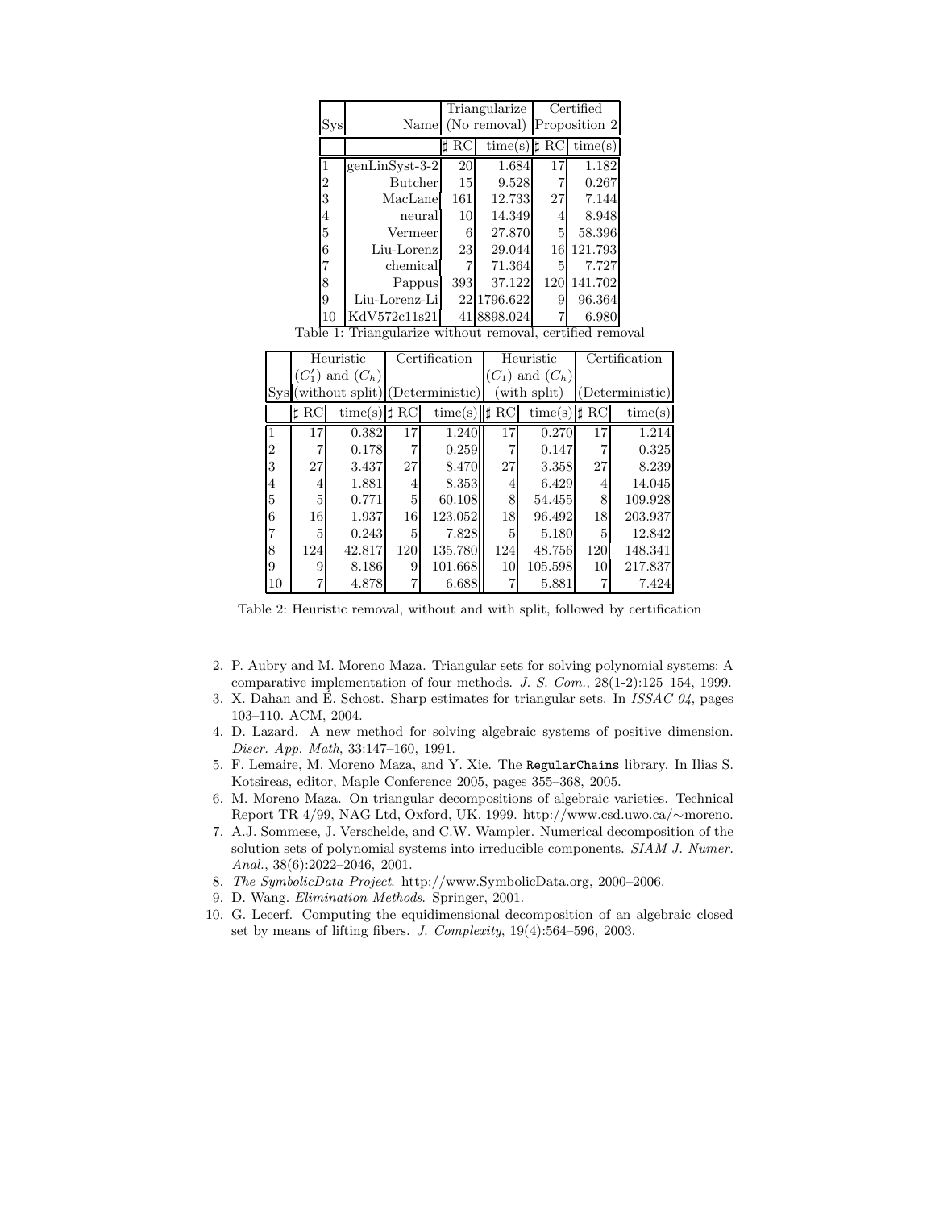| Sys | Name | Triangularize (No removal) | | Certified Proposition 2 | |
|---|---|---|---|---|---|
| | | ♯ RC | time(s) | ♯ RC | time(s) |
| 1 | genLinSyst-3-2 | 20 | 1.684 | 17 | 1.182 |
| 2 | Butcher | 15 | 9.528 | 7 | 0.267 |
| 3 | MacLane | 161 | 12.733 | 27 | 7.144 |
| 4 | neural | 10 | 14.349 | 4 | 8.948 |
| 5 | Vermeer | 6 | 27.870 | 5 | 58.396 |
| 6 | Liu-Lorenz | 23 | 29.044 | 16 | 121.793 |
| 7 | chemical | 7 | 71.364 | 5 | 7.727 |
| 8 | Pappus | 393 | 37.122 | 120 | 141.702 |
| 9 | Liu-Lorenz-Li | 22 | 1796.622 | 9 | 96.364 |
| 10 | KdV572c11s21 | 41 | 8898.024 | 7 | 6.980 |

Table 1: Triangularize without removal, certified removal

| Sys | Heuristic ($C_1'$) and ($C_h$) (without split) | | Certification (Deterministic) | | Heuristic ($C_1$) and ($C_h$) (with split) | | Certification (Deterministic) | |
|---|---|---|---|---|---|---|---|---|
| | ♯ RC | time(s) | ♯ RC | time(s) | ♯ RC | time(s) | ♯ RC | time(s) |
| 1 | 17 | 0.382 | 17 | 1.240 | 17 | 0.270 | 17 | 1.214 |
| 2 | 7 | 0.178 | 7 | 0.259 | 7 | 0.147 | 7 | 0.325 |
| 3 | 27 | 3.437 | 27 | 8.470 | 27 | 3.358 | 27 | 8.239 |
| 4 | 4 | 1.881 | 4 | 8.353 | 4 | 6.429 | 4 | 14.045 |
| 5 | 5 | 0.771 | 5 | 60.108 | 8 | 54.455 | 8 | 109.928 |
| 6 | 16 | 1.937 | 16 | 123.052 | 18 | 96.492 | 18 | 203.937 |
| 7 | 5 | 0.243 | 5 | 7.828 | 5 | 5.180 | 5 | 12.842 |
| 8 | 124 | 42.817 | 120 | 135.780 | 124 | 48.756 | 120 | 148.341 |
| 9 | 9 | 8.186 | 9 | 101.668 | 10 | 105.598 | 10 | 217.837 |
| 10 | 7 | 4.878 | 7 | 6.688 | 7 | 5.881 | 7 | 7.424 |

Table 2: Heuristic removal, without and with split, followed by certification

2. P. Aubry and M. Moreno Maza. Triangular sets for solving polynomial systems: A comparative implementation of four methods. *J. S. Com.*, 28(1-2):125–154, 1999.
3. X. Dahan and É. Schost. Sharp estimates for triangular sets. In *ISSAC 04*, pages 103–110. ACM, 2004.
4. D. Lazard. A new method for solving algebraic systems of positive dimension. *Discr. App. Math*, 33:147–160, 1991.
5. F. Lemaire, M. Moreno Maza, and Y. Xie. The RegularChains library. In Ilias S. Kotsireas, editor, Maple Conference 2005, pages 355–368, 2005.
6. M. Moreno Maza. On triangular decompositions of algebraic varieties. Technical Report TR 4/99, NAG Ltd, Oxford, UK, 1999. http://www.csd.uwo.ca/∼moreno.
7. A.J. Sommese, J. Verschelde, and C.W. Wampler. Numerical decomposition of the solution sets of polynomial systems into irreducible components. *SIAM J. Numer. Anal.*, 38(6):2022–2046, 2001.
8. *The SymbolicData Project*. http://www.SymbolicData.org, 2000–2006.
9. D. Wang. *Elimination Methods*. Springer, 2001.
10. G. Lecerf. Computing the equidimensional decomposition of an algebraic closed set by means of lifting fibers. *J. Complexity*, 19(4):564–596, 2003.